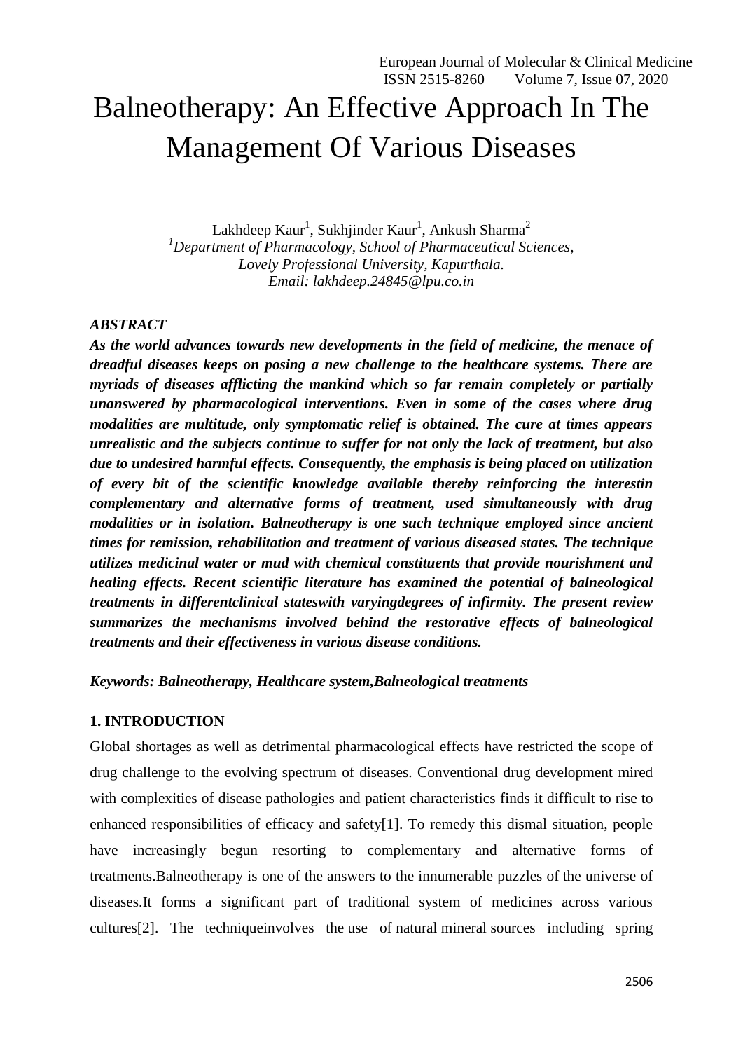# Balneotherapy: An Effective Approach In The Management Of Various Diseases

Lakhdeep Kaur[1], Sukhjinder Kaur[1], Ankush Sharma[2]

[1]*Department of Pharmacology, School of Pharmaceutical Sciences, Lovely Professional University, Kapurthala.*
*Email: lakhdeep.24845@lpu.co.in*

***ABSTRACT***

***As the world advances towards new developments in the field of medicine, the menace of dreadful diseases keeps on posing a new challenge to the healthcare systems. There are myriads of diseases afflicting the mankind which so far remain completely or partially unanswered by pharmacological interventions. Even in some of the cases where drug modalities are multitude, only symptomatic relief is obtained. The cure at times appears unrealistic and the subjects continue to suffer for not only the lack of treatment, but also due to undesired harmful effects. Consequently, the emphasis is being placed on utilization of every bit of the scientific knowledge available thereby reinforcing the interestin complementary and alternative forms of treatment, used simultaneously with drug modalities or in isolation. Balneotherapy is one such technique employed since ancient times for remission, rehabilitation and treatment of various diseased states. The technique utilizes medicinal water or mud with chemical constituents that provide nourishment and healing effects. Recent scientific literature has examined the potential of balneological treatments in differentclinical stateswith varyingdegrees of infirmity. The present review summarizes the mechanisms involved behind the restorative effects of balneological treatments and their effectiveness in various disease conditions.***

***Keywords: Balneotherapy, Healthcare system,Balneological treatments***

## 1. INTRODUCTION

Global shortages as well as detrimental pharmacological effects have restricted the scope of drug challenge to the evolving spectrum of diseases. Conventional drug development mired with complexities of disease pathologies and patient characteristics finds it difficult to rise to enhanced responsibilities of efficacy and safety[1]. To remedy this dismal situation, people have increasingly begun resorting to complementary and alternative forms of treatments.Balneotherapy is one of the answers to the innumerable puzzles of the universe of diseases.It forms a significant part of traditional system of medicines across various cultures[2]. The techniqueinvolves the use of natural mineral sources including spring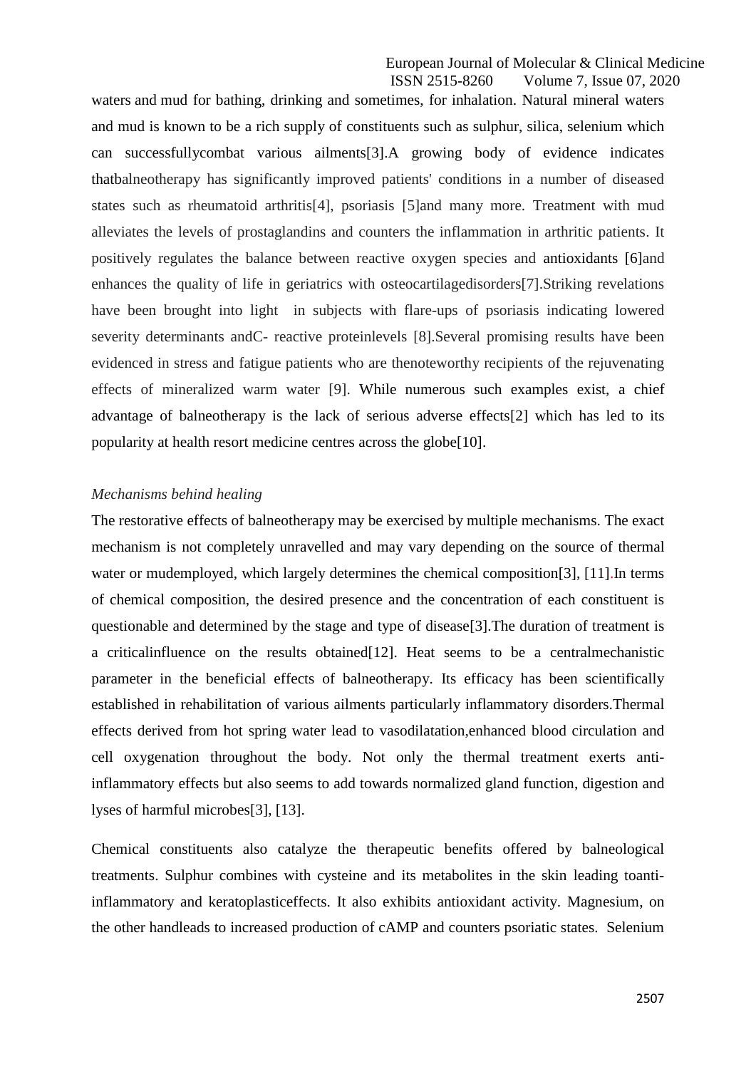waters and mud for bathing, drinking and sometimes, for inhalation. Natural mineral waters and mud is known to be a rich supply of constituents such as sulphur, silica, selenium which can successfullycombat various ailments[3].A growing body of evidence indicates thatbalneotherapy has significantly improved patients' conditions in a number of diseased states such as rheumatoid arthritis[4], psoriasis [5]and many more. Treatment with mud alleviates the levels of prostaglandins and counters the inflammation in arthritic patients. It positively regulates the balance between reactive oxygen species and antioxidants [6]and enhances the quality of life in geriatrics with osteocartilagedisorders[7].Striking revelations have been brought into light in subjects with flare-ups of psoriasis indicating lowered severity determinants andC- reactive proteinlevels [8].Several promising results have been evidenced in stress and fatigue patients who are thenoteworthy recipients of the rejuvenating effects of mineralized warm water [9]. While numerous such examples exist, a chief advantage of balneotherapy is the lack of serious adverse effects[2] which has led to its popularity at health resort medicine centres across the globe[10].

*Mechanisms behind healing*

The restorative effects of balneotherapy may be exercised by multiple mechanisms. The exact mechanism is not completely unravelled and may vary depending on the source of thermal water or mudemployed, which largely determines the chemical composition[3], [11].In terms of chemical composition, the desired presence and the concentration of each constituent is questionable and determined by the stage and type of disease[3].The duration of treatment is a criticalinfluence on the results obtained[12]. Heat seems to be a centralmechanistic parameter in the beneficial effects of balneotherapy. Its efficacy has been scientifically established in rehabilitation of various ailments particularly inflammatory disorders.Thermal effects derived from hot spring water lead to vasodilatation,enhanced blood circulation and cell oxygenation throughout the body. Not only the thermal treatment exerts anti-inflammatory effects but also seems to add towards normalized gland function, digestion and lyses of harmful microbes[3], [13].

Chemical constituents also catalyze the therapeutic benefits offered by balneological treatments. Sulphur combines with cysteine and its metabolites in the skin leading toanti-inflammatory and keratoplasticeffects. It also exhibits antioxidant activity. Magnesium, on the other handleads to increased production of cAMP and counters psoriatic states. Selenium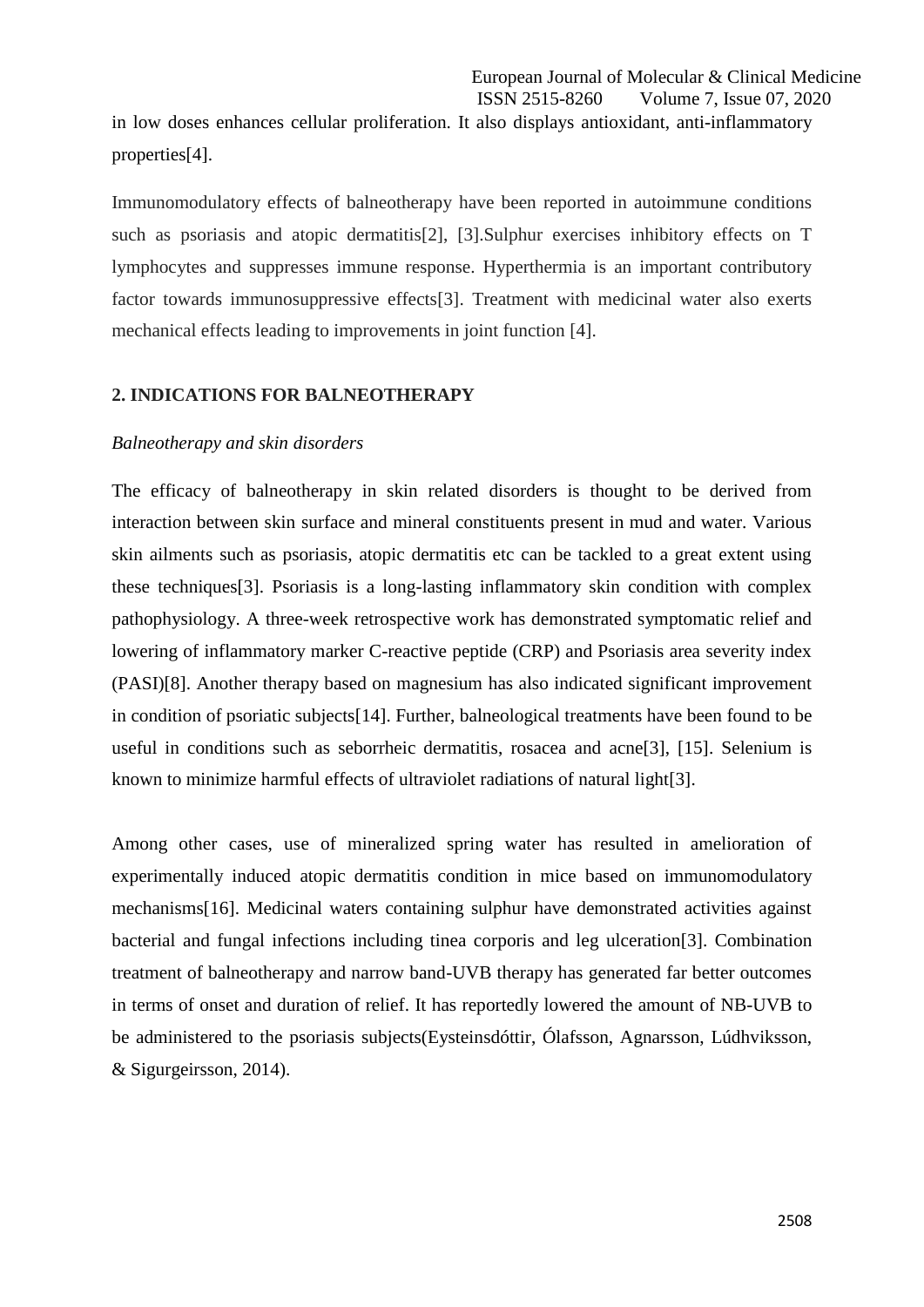in low doses enhances cellular proliferation. It also displays antioxidant, anti-inflammatory properties[4].

Immunomodulatory effects of balneotherapy have been reported in autoimmune conditions such as psoriasis and atopic dermatitis[2], [3].Sulphur exercises inhibitory effects on T lymphocytes and suppresses immune response. Hyperthermia is an important contributory factor towards immunosuppressive effects[3]. Treatment with medicinal water also exerts mechanical effects leading to improvements in joint function [4].

## 2. INDICATIONS FOR BALNEOTHERAPY

*Balneotherapy and skin disorders*

The efficacy of balneotherapy in skin related disorders is thought to be derived from interaction between skin surface and mineral constituents present in mud and water. Various skin ailments such as psoriasis, atopic dermatitis etc can be tackled to a great extent using these techniques[3]. Psoriasis is a long-lasting inflammatory skin condition with complex pathophysiology. A three-week retrospective work has demonstrated symptomatic relief and lowering of inflammatory marker C-reactive peptide (CRP) and Psoriasis area severity index (PASI)[8]. Another therapy based on magnesium has also indicated significant improvement in condition of psoriatic subjects[14]. Further, balneological treatments have been found to be useful in conditions such as seborrheic dermatitis, rosacea and acne[3], [15]. Selenium is known to minimize harmful effects of ultraviolet radiations of natural light[3].

Among other cases, use of mineralized spring water has resulted in amelioration of experimentally induced atopic dermatitis condition in mice based on immunomodulatory mechanisms[16]. Medicinal waters containing sulphur have demonstrated activities against bacterial and fungal infections including tinea corporis and leg ulceration[3]. Combination treatment of balneotherapy and narrow band-UVB therapy has generated far better outcomes in terms of onset and duration of relief. It has reportedly lowered the amount of NB-UVB to be administered to the psoriasis subjects(Eysteinsdóttir, Ólafsson, Agnarsson, Lúdhviksson, & Sigurgeirsson, 2014).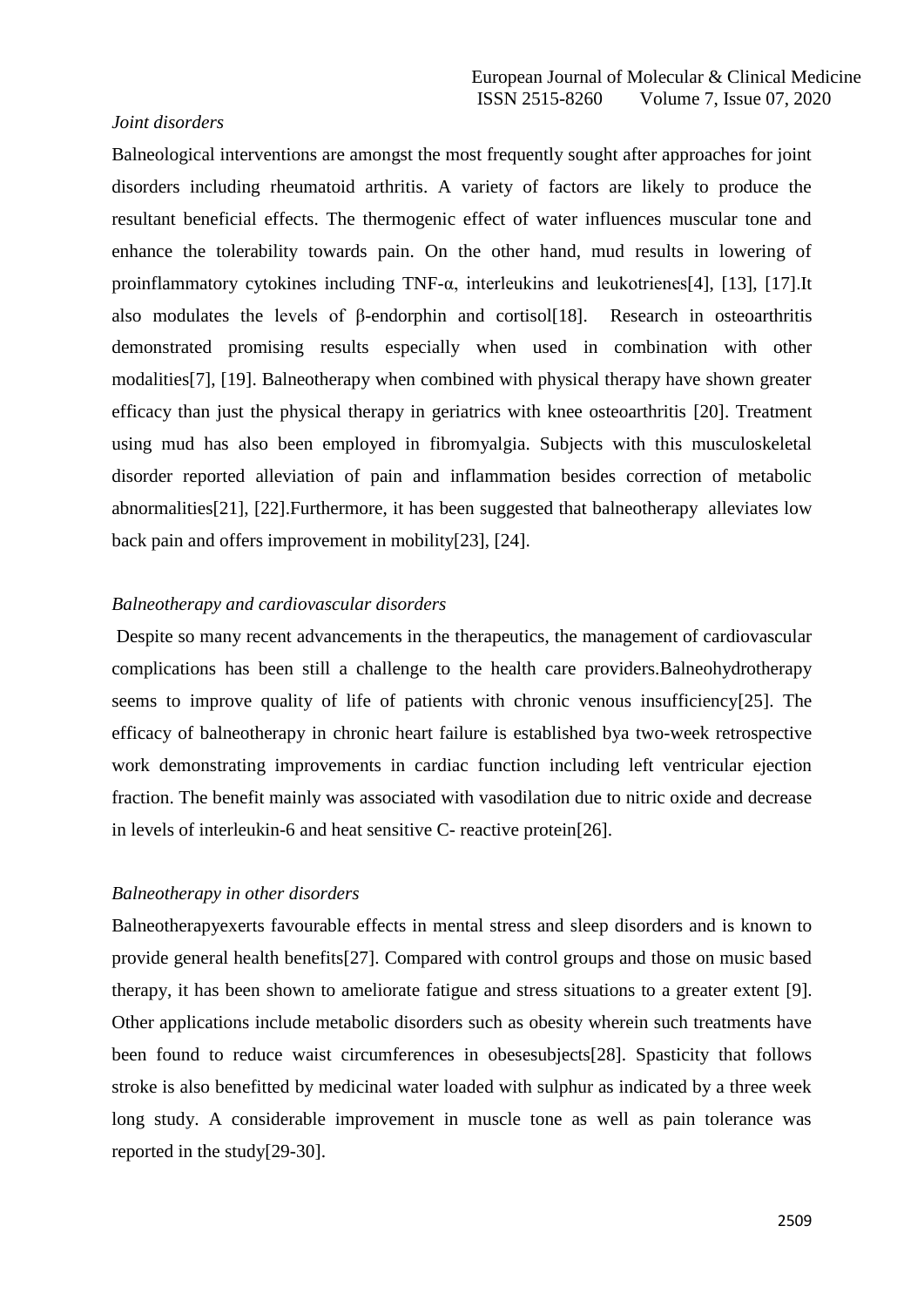*Joint disorders*

Balneological interventions are amongst the most frequently sought after approaches for joint disorders including rheumatoid arthritis. A variety of factors are likely to produce the resultant beneficial effects. The thermogenic effect of water influences muscular tone and enhance the tolerability towards pain. On the other hand, mud results in lowering of proinflammatory cytokines including TNF-α, interleukins and leukotrienes[4], [13], [17].It also modulates the levels of β-endorphin and cortisol[18]. Research in osteoarthritis demonstrated promising results especially when used in combination with other modalities[7], [19]. Balneotherapy when combined with physical therapy have shown greater efficacy than just the physical therapy in geriatrics with knee osteoarthritis [20]. Treatment using mud has also been employed in fibromyalgia. Subjects with this musculoskeletal disorder reported alleviation of pain and inflammation besides correction of metabolic abnormalities[21], [22].Furthermore, it has been suggested that balneotherapy alleviates low back pain and offers improvement in mobility[23], [24].

*Balneotherapy and cardiovascular disorders*

Despite so many recent advancements in the therapeutics, the management of cardiovascular complications has been still a challenge to the health care providers.Balneohydrotherapy seems to improve quality of life of patients with chronic venous insufficiency[25]. The efficacy of balneotherapy in chronic heart failure is established bya two-week retrospective work demonstrating improvements in cardiac function including left ventricular ejection fraction. The benefit mainly was associated with vasodilation due to nitric oxide and decrease in levels of interleukin-6 and heat sensitive C- reactive protein[26].

*Balneotherapy in other disorders*

Balneotherapyexerts favourable effects in mental stress and sleep disorders and is known to provide general health benefits[27]. Compared with control groups and those on music based therapy, it has been shown to ameliorate fatigue and stress situations to a greater extent [9]. Other applications include metabolic disorders such as obesity wherein such treatments have been found to reduce waist circumferences in obesesubjects[28]. Spasticity that follows stroke is also benefitted by medicinal water loaded with sulphur as indicated by a three week long study. A considerable improvement in muscle tone as well as pain tolerance was reported in the study[29-30].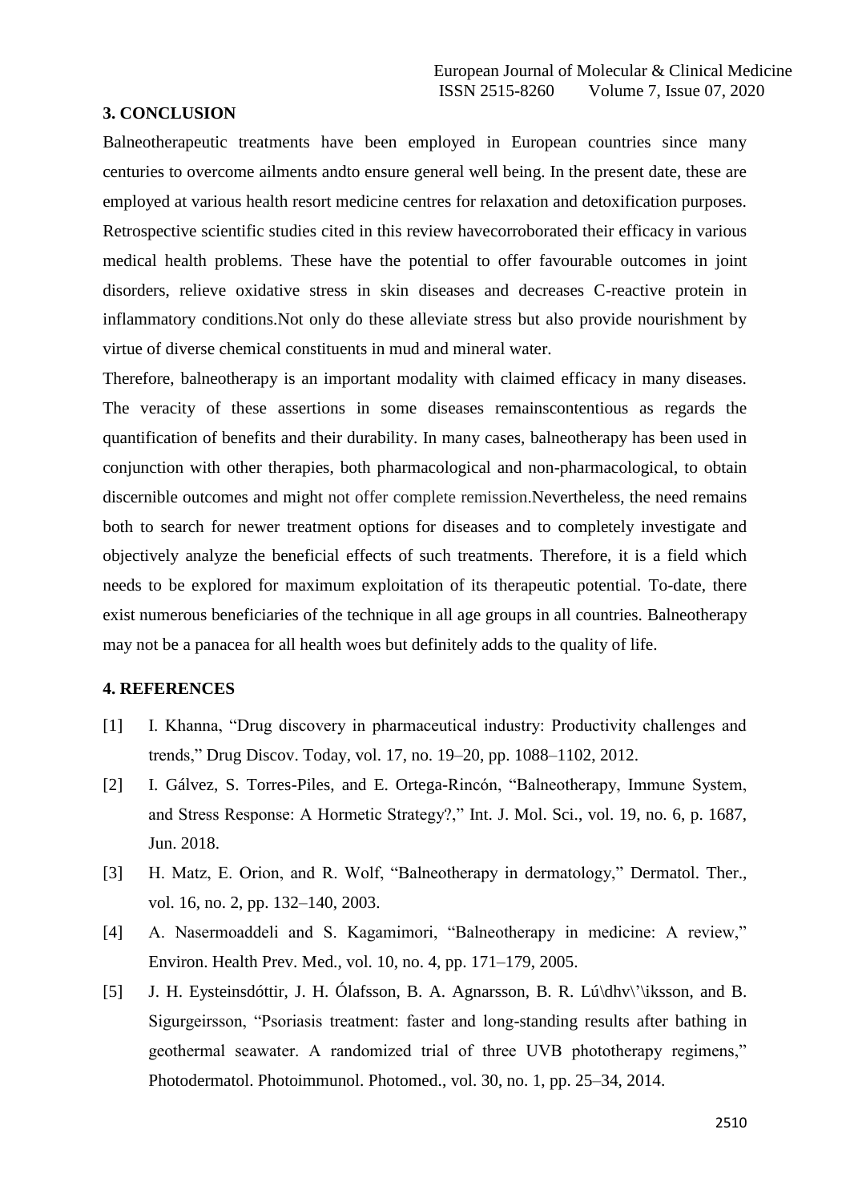## 3. CONCLUSION

Balneotherapeutic treatments have been employed in European countries since many centuries to overcome ailments andto ensure general well being. In the present date, these are employed at various health resort medicine centres for relaxation and detoxification purposes. Retrospective scientific studies cited in this review havecorroborated their efficacy in various medical health problems. These have the potential to offer favourable outcomes in joint disorders, relieve oxidative stress in skin diseases and decreases C-reactive protein in inflammatory conditions.Not only do these alleviate stress but also provide nourishment by virtue of diverse chemical constituents in mud and mineral water.

Therefore, balneotherapy is an important modality with claimed efficacy in many diseases. The veracity of these assertions in some diseases remainscontentious as regards the quantification of benefits and their durability. In many cases, balneotherapy has been used in conjunction with other therapies, both pharmacological and non-pharmacological, to obtain discernible outcomes and might not offer complete remission.Nevertheless, the need remains both to search for newer treatment options for diseases and to completely investigate and objectively analyze the beneficial effects of such treatments. Therefore, it is a field which needs to be explored for maximum exploitation of its therapeutic potential. To-date, there exist numerous beneficiaries of the technique in all age groups in all countries. Balneotherapy may not be a panacea for all health woes but definitely adds to the quality of life.

## 4. REFERENCES

[1] I. Khanna, "Drug discovery in pharmaceutical industry: Productivity challenges and trends," Drug Discov. Today, vol. 17, no. 19–20, pp. 1088–1102, 2012.

[2] I. Gálvez, S. Torres-Piles, and E. Ortega-Rincón, "Balneotherapy, Immune System, and Stress Response: A Hormetic Strategy?," Int. J. Mol. Sci., vol. 19, no. 6, p. 1687, Jun. 2018.

[3] H. Matz, E. Orion, and R. Wolf, "Balneotherapy in dermatology," Dermatol. Ther., vol. 16, no. 2, pp. 132–140, 2003.

[4] A. Nasermoaddeli and S. Kagamimori, "Balneotherapy in medicine: A review," Environ. Health Prev. Med., vol. 10, no. 4, pp. 171–179, 2005.

[5] J. H. Eysteinsdóttir, J. H. Ólafsson, B. A. Agnarsson, B. R. Lú\dhv\'\iksson, and B. Sigurgeirsson, "Psoriasis treatment: faster and long-standing results after bathing in geothermal seawater. A randomized trial of three UVB phototherapy regimens," Photodermatol. Photoimmunol. Photomed., vol. 30, no. 1, pp. 25–34, 2014.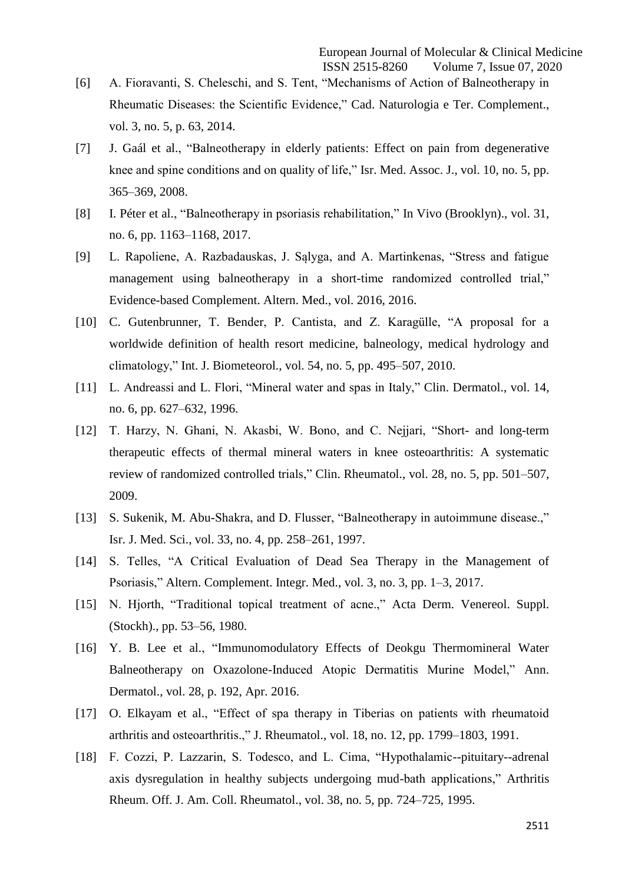[6] A. Fioravanti, S. Cheleschi, and S. Tent, "Mechanisms of Action of Balneotherapy in Rheumatic Diseases: the Scientific Evidence," Cad. Naturologia e Ter. Complement., vol. 3, no. 5, p. 63, 2014.

[7] J. Gaál et al., "Balneotherapy in elderly patients: Effect on pain from degenerative knee and spine conditions and on quality of life," Isr. Med. Assoc. J., vol. 10, no. 5, pp. 365–369, 2008.

[8] I. Péter et al., "Balneotherapy in psoriasis rehabilitation," In Vivo (Brooklyn)., vol. 31, no. 6, pp. 1163–1168, 2017.

[9] L. Rapoliene, A. Razbadauskas, J. Sąlyga, and A. Martinkenas, "Stress and fatigue management using balneotherapy in a short-time randomized controlled trial," Evidence-based Complement. Altern. Med., vol. 2016, 2016.

[10] C. Gutenbrunner, T. Bender, P. Cantista, and Z. Karagülle, "A proposal for a worldwide definition of health resort medicine, balneology, medical hydrology and climatology," Int. J. Biometeorol., vol. 54, no. 5, pp. 495–507, 2010.

[11] L. Andreassi and L. Flori, "Mineral water and spas in Italy," Clin. Dermatol., vol. 14, no. 6, pp. 627–632, 1996.

[12] T. Harzy, N. Ghani, N. Akasbi, W. Bono, and C. Nejjari, "Short- and long-term therapeutic effects of thermal mineral waters in knee osteoarthritis: A systematic review of randomized controlled trials," Clin. Rheumatol., vol. 28, no. 5, pp. 501–507, 2009.

[13] S. Sukenik, M. Abu-Shakra, and D. Flusser, "Balneotherapy in autoimmune disease.," Isr. J. Med. Sci., vol. 33, no. 4, pp. 258–261, 1997.

[14] S. Telles, "A Critical Evaluation of Dead Sea Therapy in the Management of Psoriasis," Altern. Complement. Integr. Med., vol. 3, no. 3, pp. 1–3, 2017.

[15] N. Hjorth, "Traditional topical treatment of acne.," Acta Derm. Venereol. Suppl. (Stockh)., pp. 53–56, 1980.

[16] Y. B. Lee et al., "Immunomodulatory Effects of Deokgu Thermomineral Water Balneotherapy on Oxazolone-Induced Atopic Dermatitis Murine Model," Ann. Dermatol., vol. 28, p. 192, Apr. 2016.

[17] O. Elkayam et al., "Effect of spa therapy in Tiberias on patients with rheumatoid arthritis and osteoarthritis.," J. Rheumatol., vol. 18, no. 12, pp. 1799–1803, 1991.

[18] F. Cozzi, P. Lazzarin, S. Todesco, and L. Cima, "Hypothalamic--pituitary--adrenal axis dysregulation in healthy subjects undergoing mud-bath applications," Arthritis Rheum. Off. J. Am. Coll. Rheumatol., vol. 38, no. 5, pp. 724–725, 1995.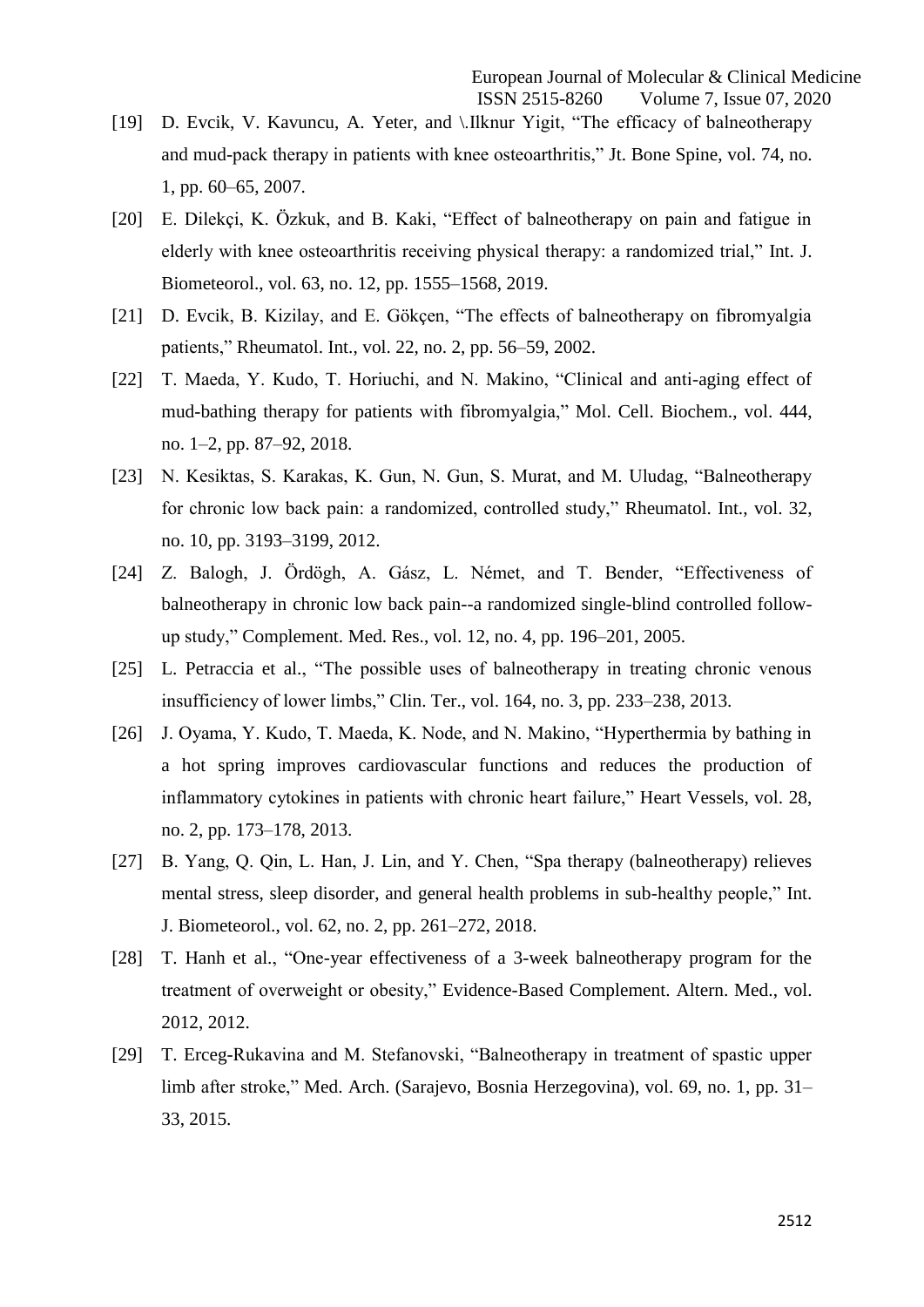[19] D. Evcik, V. Kavuncu, A. Yeter, and \.Ilknur Yigit, "The efficacy of balneotherapy and mud-pack therapy in patients with knee osteoarthritis," Jt. Bone Spine, vol. 74, no. 1, pp. 60–65, 2007.

[20] E. Dilekçi, K. Özkuk, and B. Kaki, "Effect of balneotherapy on pain and fatigue in elderly with knee osteoarthritis receiving physical therapy: a randomized trial," Int. J. Biometeorol., vol. 63, no. 12, pp. 1555–1568, 2019.

[21] D. Evcik, B. Kizilay, and E. Gökçen, "The effects of balneotherapy on fibromyalgia patients," Rheumatol. Int., vol. 22, no. 2, pp. 56–59, 2002.

[22] T. Maeda, Y. Kudo, T. Horiuchi, and N. Makino, "Clinical and anti-aging effect of mud-bathing therapy for patients with fibromyalgia," Mol. Cell. Biochem., vol. 444, no. 1–2, pp. 87–92, 2018.

[23] N. Kesiktas, S. Karakas, K. Gun, N. Gun, S. Murat, and M. Uludag, "Balneotherapy for chronic low back pain: a randomized, controlled study," Rheumatol. Int., vol. 32, no. 10, pp. 3193–3199, 2012.

[24] Z. Balogh, J. Ördögh, A. Gász, L. Német, and T. Bender, "Effectiveness of balneotherapy in chronic low back pain--a randomized single-blind controlled follow-up study," Complement. Med. Res., vol. 12, no. 4, pp. 196–201, 2005.

[25] L. Petraccia et al., "The possible uses of balneotherapy in treating chronic venous insufficiency of lower limbs," Clin. Ter., vol. 164, no. 3, pp. 233–238, 2013.

[26] J. Oyama, Y. Kudo, T. Maeda, K. Node, and N. Makino, "Hyperthermia by bathing in a hot spring improves cardiovascular functions and reduces the production of inflammatory cytokines in patients with chronic heart failure," Heart Vessels, vol. 28, no. 2, pp. 173–178, 2013.

[27] B. Yang, Q. Qin, L. Han, J. Lin, and Y. Chen, "Spa therapy (balneotherapy) relieves mental stress, sleep disorder, and general health problems in sub-healthy people," Int. J. Biometeorol., vol. 62, no. 2, pp. 261–272, 2018.

[28] T. Hanh et al., "One-year effectiveness of a 3-week balneotherapy program for the treatment of overweight or obesity," Evidence-Based Complement. Altern. Med., vol. 2012, 2012.

[29] T. Erceg-Rukavina and M. Stefanovski, "Balneotherapy in treatment of spastic upper limb after stroke," Med. Arch. (Sarajevo, Bosnia Herzegovina), vol. 69, no. 1, pp. 31–33, 2015.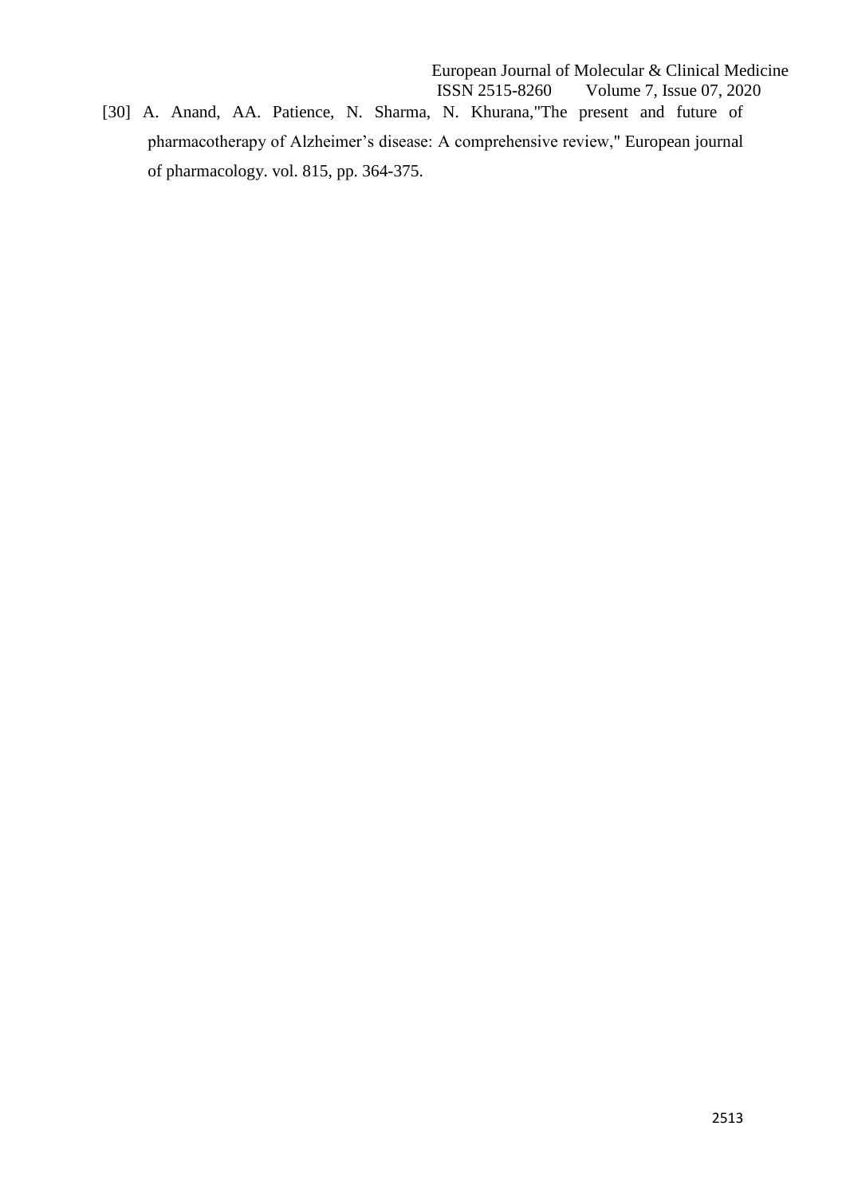[30] A. Anand, AA. Patience, N. Sharma, N. Khurana,"The present and future of pharmacotherapy of Alzheimer's disease: A comprehensive review," European journal of pharmacology. vol. 815, pp. 364-375.